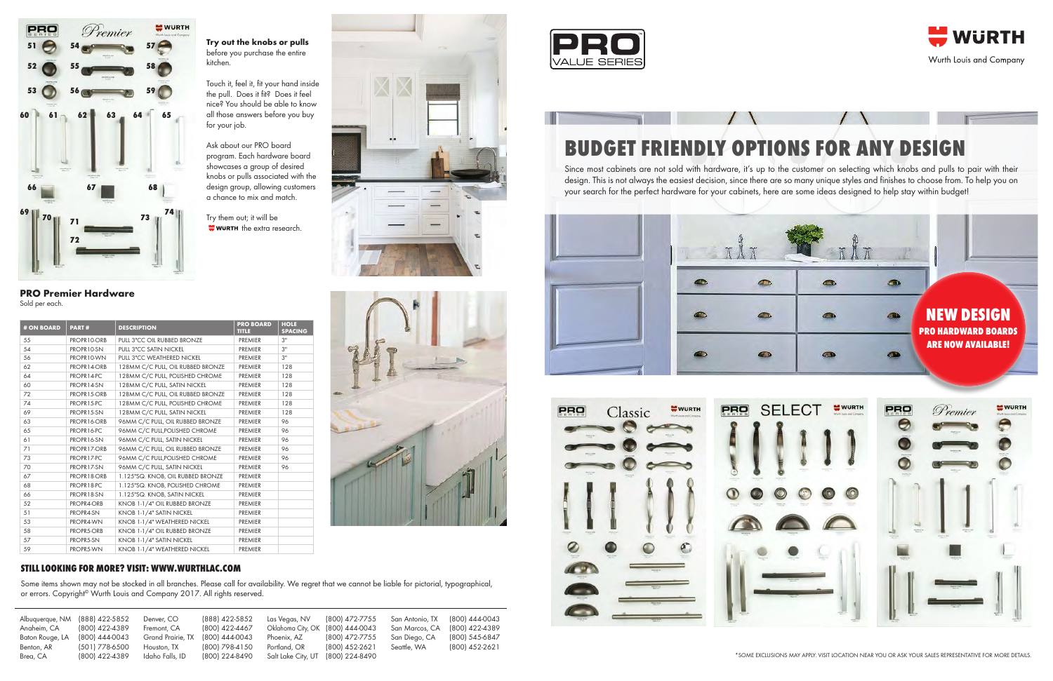**Try out the knobs or pulls** before you purchase the entire kitchen.

Touch it, feel it, fit your hand inside the pull. Does it fit? Does it feel nice? You should be able to know all those answers before you buy for your job.

Ask about our PRO board program. Each hardware board showcases a group of desired knobs or pulls associated with the design group, allowing customers a chance to mix and match.

Try them out; it will be WURTH the extra research.

## PRO Premier Hardware

Sold per each.

| # ON BOARD | PART # | DESCRIPTION | PRO BOARD TITLE | HOLE SPACING |
|---|---|---|---|---|
| 55 | PROPR10-ORB | PULL 3"CC OIL RUBBED BRONZE | PREMIER | 3" |
| 54 | PROPR10-SN | PULL 3"CC SATIN NICKEL | PREMIER | 3" |
| 56 | PROPR10-WN | PULL 3"CC WEATHERED NICKEL | PREMIER | 3" |
| 62 | PROPR14-ORB | 128MM C/C PULL, OIL RUBBED BRONZE | PREMIER | 128 |
| 64 | PROPR14-PC | 128MM C/C PULL, POLISHED CHROME | PREMIER | 128 |
| 60 | PROPR14-SN | 128MM C/C PULL, SATIN NICKEL | PREMIER | 128 |
| 72 | PROPR15-ORB | 128MM C/C PULL, OIL RUBBED BRONZE | PREMIER | 128 |
| 74 | PROPR15-PC | 128MM C/C PULL, POLISHED CHROME | PREMIER | 128 |
| 69 | PROPR15-SN | 128MM C/C PULL, SATIN NICKEL | PREMIER | 128 |
| 63 | PROPR16-ORB | 96MM C/C PULL, OIL RUBBED BRONZE | PREMIER | 96 |
| 65 | PROPR16-PC | 96MM C/C PULL,POLISHED CHROME | PREMIER | 96 |
| 61 | PROPR16-SN | 96MM C/C PULL, SATIN NICKEL | PREMIER | 96 |
| 71 | PROPR17-ORB | 96MM C/C PULL, OIL RUBBED BRONZE | PREMIER | 96 |
| 73 | PROPR17-PC | 96MM C/C PULL,POLISHED CHROME | PREMIER | 96 |
| 70 | PROPR17-SN | 96MM C/C PULL, SATIN NICKEL | PREMIER | 96 |
| 67 | PROPR18-ORB | 1.125"SQ. KNOB, OIL RUBBED BRONZE | PREMIER | |
| 68 | PROPR18-PC | 1.125"SQ. KNOB, POLISHED CHROME | PREMIER | |
| 66 | PROPR18-SN | 1.125"SQ. KNOB, SATIN NICKEL | PREMIER | |
| 52 | PROPR4-ORB | KNOB 1-1/4" OIL RUBBED BRONZE | PREMIER | |
| 51 | PROPR4-SN | KNOB 1-1/4" SATIN NICKEL | PREMIER | |
| 53 | PROPR4-WN | KNOB 1-1/4" WEATHERED NICKEL | PREMIER | |
| 58 | PROPR5-ORB | KNOB 1-1/4" OIL RUBBED BRONZE | PREMIER | |
| 57 | PROPR5-SN | KNOB 1-1/4" SATIN NICKEL | PREMIER | |
| 59 | PROPR5-WN | KNOB 1-1/4" WEATHERED NICKEL | PREMIER | |

### STILL LOOKING FOR MORE? VISIT: WWW.WURTHLAC.COM

Some items shown may not be stocked in all branches. Please call for availability. We regret that we cannot be liable for pictorial, typographical, or errors. Copyright© Wurth Louis and Company 2017. All rights reserved.

| | | | | | | | |
|---|---|---|---|---|---|---|---|
| Albuquerque, NM | (888) 422-5852 | Denver, CO | (888) 422-5852 | Las Vegas, NV | (800) 472-7755 | San Antonio, TX | (800) 444-0043 |
| Anaheim, CA | (800) 422-4389 | Fremont, CA | (800) 422-4467 | Oklahoma City, OK | (800) 444-0043 | San Marcos, CA | (800) 422-4389 |
| Baton Rouge, LA | (800) 444-0043 | Grand Prairie, TX | (800) 444-0043 | Phoenix, AZ | (800) 472-7755 | San Diego, CA | (800) 545-6847 |
| Benton, AR | (501) 778-6500 | Houston, TX | (800) 798-4150 | Portland, OR | (800) 452-2621 | Seattle, WA | (800) 452-2621 |
| Brea, CA | (800) 422-4389 | Idaho Falls, ID | (800) 224-8490 | Salt Lake City, UT | (800) 224-8490 | | |

PRO VALUE SERIES

WÜRTH
Wurth Louis and Company

# BUDGET FRIENDLY OPTIONS FOR ANY DESIGN

Since most cabinets are not sold with hardware, it's up to the customer on selecting which knobs and pulls to pair with their design. This is not always the easiest decision, since there are so many unique styles and finishes to choose from. To help you on your search for the perfect hardware for your cabinets, here are some ideas designed to help stay within budget!

**NEW DESIGN**
**PRO HARDWARD BOARDS ARE NOW AVAILABLE!**

*SOME EXCLUSIONS MAY APPLY. VISIT LOCATION NEAR YOU OR ASK YOUR SALES REPRESENTATIVE FOR MORE DETAILS.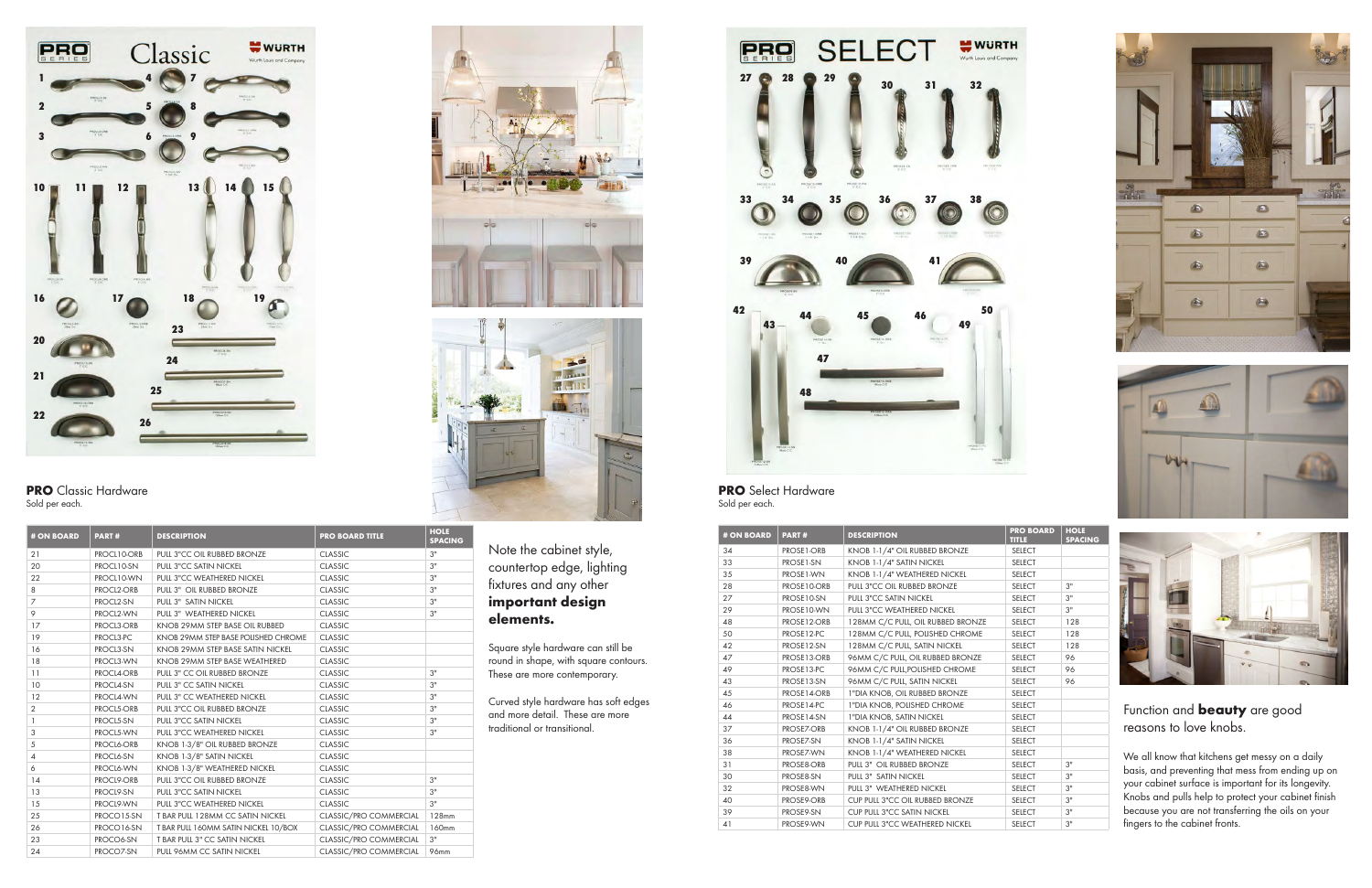**PRO** Classic Hardware
Sold per each.

| # ON BOARD | PART # | DESCRIPTION | PRO BOARD TITLE | HOLE SPACING |
|---|---|---|---|---|
| 21 | PROCL10-ORB | PULL 3"CC OIL RUBBED BRONZE | CLASSIC | 3" |
| 20 | PROCL10-SN | PULL 3"CC SATIN NICKEL | CLASSIC | 3" |
| 22 | PROCL10-WN | PULL 3"CC WEATHERED NICKEL | CLASSIC | 3" |
| 8 | PROCL2-ORB | PULL 3" OIL RUBBED BRONZE | CLASSIC | 3" |
| 7 | PROCL2-SN | PULL 3" SATIN NICKEL | CLASSIC | 3" |
| 9 | PROCL2-WN | PULL 3" WEATHERED NICKEL | CLASSIC | 3" |
| 17 | PROCL3-ORB | KNOB 29MM STEP BASE OIL RUBBED | CLASSIC | |
| 19 | PROCL3-PC | KNOB 29MM STEP BASE POLISHED CHROME | CLASSIC | |
| 16 | PROCL3-SN | KNOB 29MM STEP BASE SATIN NICKEL | CLASSIC | |
| 18 | PROCL3-WN | KNOB 29MM STEP BASE WEATHERED | CLASSIC | |
| 11 | PROCL4-ORB | PULL 3" CC OIL RUBBED BRONZE | CLASSIC | 3" |
| 10 | PROCL4-SN | PULL 3" CC SATIN NICKEL | CLASSIC | 3" |
| 12 | PROCL4-WN | PULL 3" CC WEATHERED NICKEL | CLASSIC | 3" |
| 2 | PROCL5-ORB | PULL 3"CC OIL RUBBED BRONZE | CLASSIC | 3" |
| 1 | PROCL5-SN | PULL 3"CC SATIN NICKEL | CLASSIC | 3" |
| 3 | PROCL5-WN | PULL 3"CC WEATHERED NICKEL | CLASSIC | 3" |
| 5 | PROCL6-ORB | KNOB 1-3/8" OIL RUBBED BRONZE | CLASSIC | |
| 4 | PROCL6-SN | KNOB 1-3/8" SATIN NICKEL | CLASSIC | |
| 6 | PROCL6-WN | KNOB 1-3/8" WEATHERED NICKEL | CLASSIC | |
| 14 | PROCL9-ORB | PULL 3"CC OIL RUBBED BRONZE | CLASSIC | 3" |
| 13 | PROCL9-SN | PULL 3"CC SATIN NICKEL | CLASSIC | 3" |
| 15 | PROCL9-WN | PULL 3"CC WEATHERED NICKEL | CLASSIC | 3" |
| 25 | PROCO15-SN | T BAR PULL 128MM CC SATIN NICKEL | CLASSIC/PRO COMMERCIAL | 128mm |
| 26 | PROCO16-SN | T BAR PULL 160MM SATIN NICKEL 10/BOX | CLASSIC/PRO COMMERCIAL | 160mm |
| 23 | PROCO6-SN | T BAR PULL 3" CC SATIN NICKEL | CLASSIC/PRO COMMERCIAL | 3" |
| 24 | PROCO7-SN | PULL 96MM CC SATIN NICKEL | CLASSIC/PRO COMMERCIAL | 96mm |

Note the cabinet style, countertop edge, lighting fixtures and any other **important design elements.**

Square style hardware can still be round in shape, with square contours. These are more contemporary.

Curved style hardware has soft edges and more detail. These are more traditional or transitional.

**PRO** Select Hardware
Sold per each.

| # ON BOARD | PART # | DESCRIPTION | PRO BOARD TITLE | HOLE SPACING |
|---|---|---|---|---|
| 34 | PROSE1-ORB | KNOB 1-1/4" OIL RUBBED BRONZE | SELECT | |
| 33 | PROSE1-SN | KNOB 1-1/4" SATIN NICKEL | SELECT | |
| 35 | PROSE1-WN | KNOB 1-1/4" WEATHERED NICKEL | SELECT | |
| 28 | PROSE10-ORB | PULL 3"CC OIL RUBBED BRONZE | SELECT | 3" |
| 27 | PROSE10-SN | PULL 3"CC SATIN NICKEL | SELECT | 3" |
| 29 | PROSE10-WN | PULL 3"CC WEATHERED NICKEL | SELECT | 3" |
| 48 | PROSE12-ORB | 128MM C/C PULL, OIL RUBBED BRONZE | SELECT | 128 |
| 50 | PROSE12-PC | 128MM C/C PULL, POLISHED CHROME | SELECT | 128 |
| 42 | PROSE12-SN | 128MM C/C PULL, SATIN NICKEL | SELECT | 128 |
| 47 | PROSE13-ORB | 96MM C/C PULL, OIL RUBBED BRONZE | SELECT | 96 |
| 49 | PROSE13-PC | 96MM C/C PULL,POLISHED CHROME | SELECT | 96 |
| 43 | PROSE13-SN | 96MM C/C PULL, SATIN NICKEL | SELECT | 96 |
| 45 | PROSE14-ORB | 1"DIA KNOB, OIL RUBBED BRONZE | SELECT | |
| 46 | PROSE14-PC | 1"DIA KNOB, POLISHED CHROME | SELECT | |
| 44 | PROSE14-SN | 1"DIA KNOB, SATIN NICKEL | SELECT | |
| 37 | PROSE7-ORB | KNOB 1-1/4" OIL RUBBED BRONZE | SELECT | |
| 36 | PROSE7-SN | KNOB 1-1/4" SATIN NICKEL | SELECT | |
| 38 | PROSE7-WN | KNOB 1-1/4" WEATHERED NICKEL | SELECT | |
| 31 | PROSE8-ORB | PULL 3" OIL RUBBED BRONZE | SELECT | 3" |
| 30 | PROSE8-SN | PULL 3" SATIN NICKEL | SELECT | 3" |
| 32 | PROSE8-WN | PULL 3" WEATHERED NICKEL | SELECT | 3" |
| 40 | PROSE9-ORB | CUP PULL 3"CC OIL RUBBED BRONZE | SELECT | 3" |
| 39 | PROSE9-SN | CUP PULL 3"CC SATIN NICKEL | SELECT | 3" |
| 41 | PROSE9-WN | CUP PULL 3"CC WEATHERED NICKEL | SELECT | 3" |

Function and **beauty** are good reasons to love knobs.

We all know that kitchens get messy on a daily basis, and preventing that mess from ending up on your cabinet surface is important for its longevity. Knobs and pulls help to protect your cabinet finish because you are not transferring the oils on your fingers to the cabinet fronts.